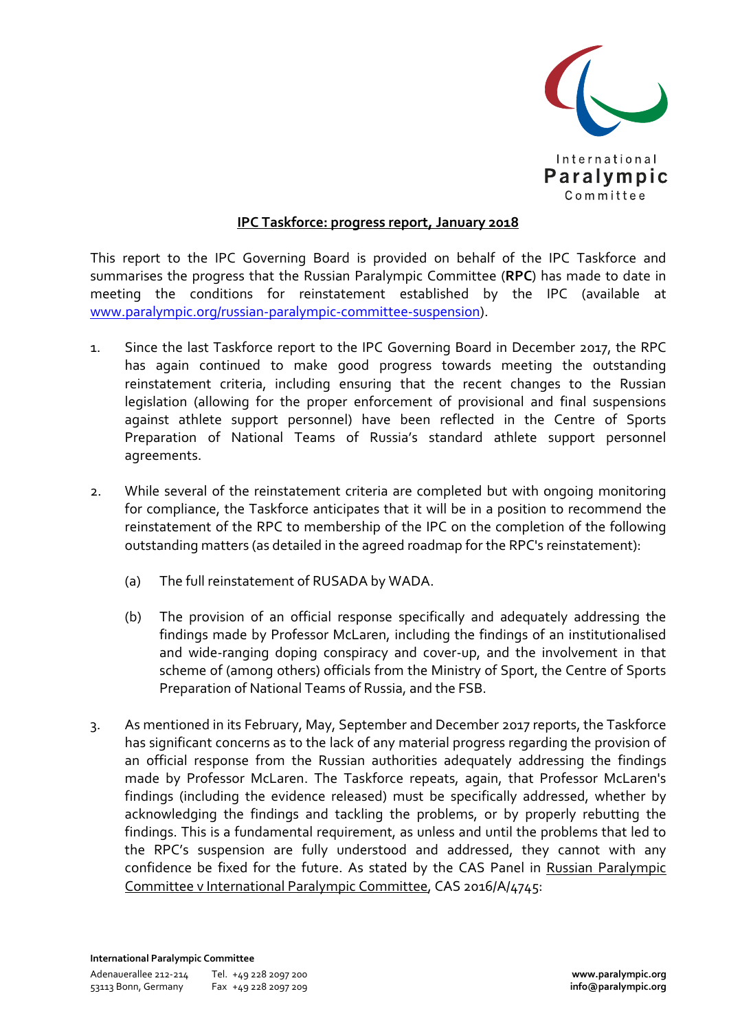## IPC Taskforce: progress report, January 2018

This report to the IPC Governing Board is provided on behalf of the IPC Taskforce and summarises the progress that the Russian Paralympic Committee (**RPC**) has made to date in meeting the conditions for reinstatement established by the IPC (available at www.paralympic.org/russian-paralympic-committee-suspension).

1. Since the last Taskforce report to the IPC Governing Board in December 2017, the RPC has again continued to make good progress towards meeting the outstanding reinstatement criteria, including ensuring that the recent changes to the Russian legislation (allowing for the proper enforcement of provisional and final suspensions against athlete support personnel) have been reflected in the Centre of Sports Preparation of National Teams of Russia's standard athlete support personnel agreements.

2. While several of the reinstatement criteria are completed but with ongoing monitoring for compliance, the Taskforce anticipates that it will be in a position to recommend the reinstatement of the RPC to membership of the IPC on the completion of the following outstanding matters (as detailed in the agreed roadmap for the RPC's reinstatement):

   (a) The full reinstatement of RUSADA by WADA.

   (b) The provision of an official response specifically and adequately addressing the findings made by Professor McLaren, including the findings of an institutionalised and wide-ranging doping conspiracy and cover-up, and the involvement in that scheme of (among others) officials from the Ministry of Sport, the Centre of Sports Preparation of National Teams of Russia, and the FSB.

3. As mentioned in its February, May, September and December 2017 reports, the Taskforce has significant concerns as to the lack of any material progress regarding the provision of an official response from the Russian authorities adequately addressing the findings made by Professor McLaren. The Taskforce repeats, again, that Professor McLaren's findings (including the evidence released) must be specifically addressed, whether by acknowledging the findings and tackling the problems, or by properly rebutting the findings. This is a fundamental requirement, as unless and until the problems that led to the RPC's suspension are fully understood and addressed, they cannot with any confidence be fixed for the future. As stated by the CAS Panel in Russian Paralympic Committee v International Paralympic Committee, CAS 2016/A/4745: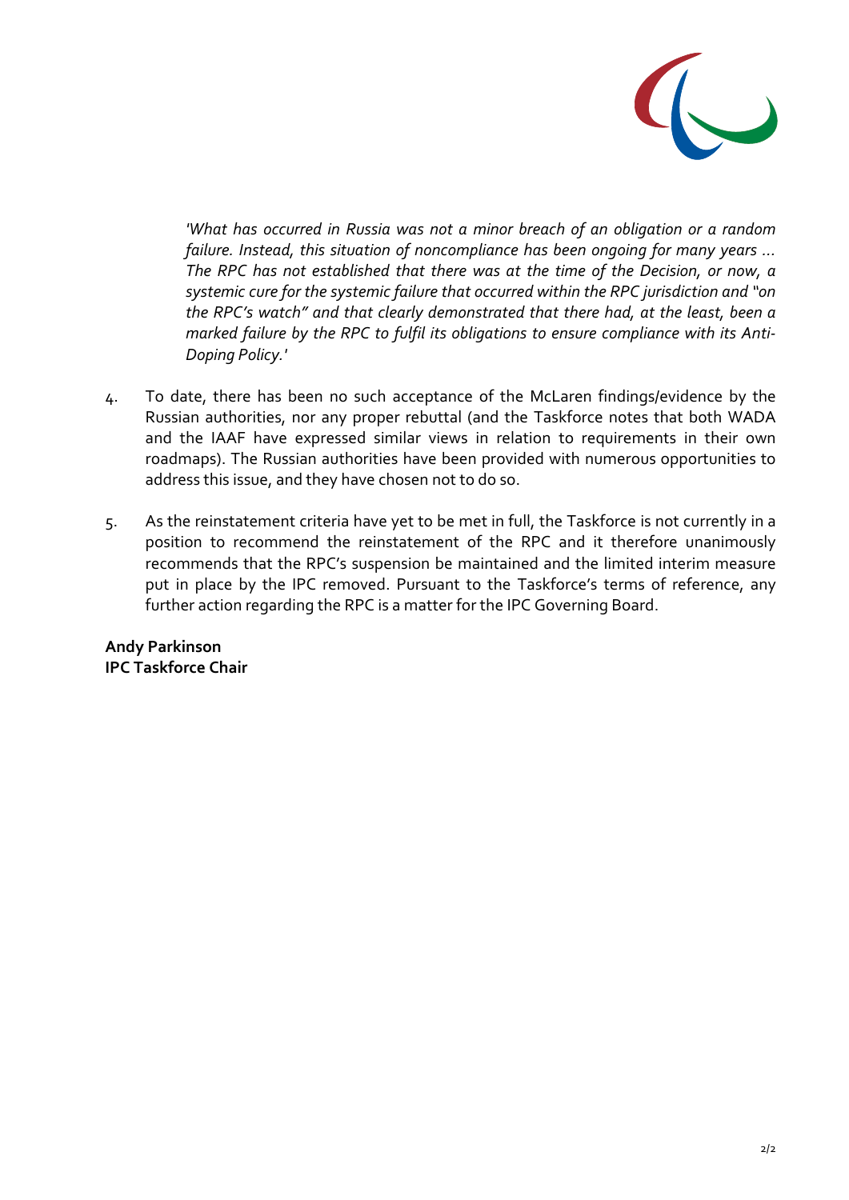*'What has occurred in Russia was not a minor breach of an obligation or a random failure. Instead, this situation of noncompliance has been ongoing for many years … The RPC has not established that there was at the time of the Decision, or now, a systemic cure for the systemic failure that occurred within the RPC jurisdiction and "on the RPC's watch" and that clearly demonstrated that there had, at the least, been a marked failure by the RPC to fulfil its obligations to ensure compliance with its Anti-Doping Policy.'*

4. To date, there has been no such acceptance of the McLaren findings/evidence by the Russian authorities, nor any proper rebuttal (and the Taskforce notes that both WADA and the IAAF have expressed similar views in relation to requirements in their own roadmaps). The Russian authorities have been provided with numerous opportunities to address this issue, and they have chosen not to do so.

5. As the reinstatement criteria have yet to be met in full, the Taskforce is not currently in a position to recommend the reinstatement of the RPC and it therefore unanimously recommends that the RPC's suspension be maintained and the limited interim measure put in place by the IPC removed. Pursuant to the Taskforce's terms of reference, any further action regarding the RPC is a matter for the IPC Governing Board.

**Andy Parkinson**
**IPC Taskforce Chair**